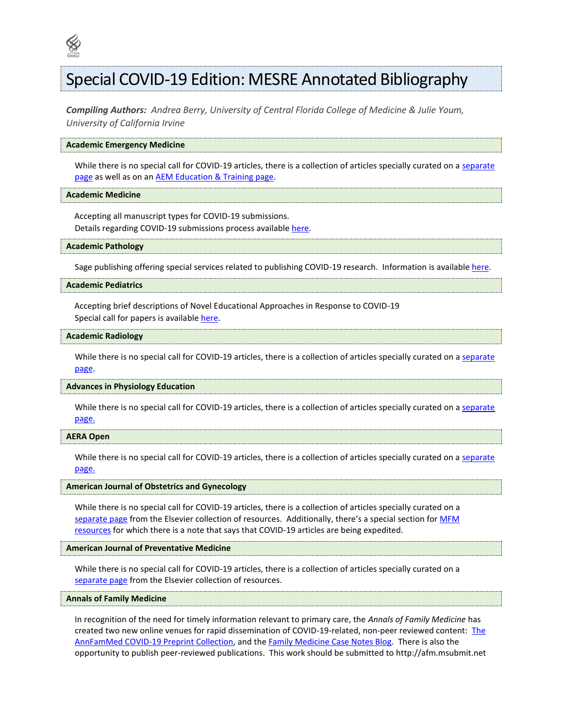# Special COVID-19 Edition: MESRE Annotated Bibliography

***Compiling Authors:*** *Andrea Berry, University of Central Florida College of Medicine & Julie Youm, University of California Irvine*

## Academic Emergency Medicine

While there is no special call for COVID-19 articles, there is a collection of articles specially curated on a separate page as well as on an AEM Education & Training page.

## Academic Medicine

Accepting all manuscript types for COVID-19 submissions.
Details regarding COVID-19 submissions process available here.

## Academic Pathology

Sage publishing offering special services related to publishing COVID-19 research. Information is available here.

## Academic Pediatrics

Accepting brief descriptions of Novel Educational Approaches in Response to COVID-19
Special call for papers is available here.

## Academic Radiology

While there is no special call for COVID-19 articles, there is a collection of articles specially curated on a separate page.

## Advances in Physiology Education

While there is no special call for COVID-19 articles, there is a collection of articles specially curated on a separate page.

## AERA Open

While there is no special call for COVID-19 articles, there is a collection of articles specially curated on a separate page.

## American Journal of Obstetrics and Gynecology

While there is no special call for COVID-19 articles, there is a collection of articles specially curated on a separate page from the Elsevier collection of resources. Additionally, there's a special section for MFM resources for which there is a note that says that COVID-19 articles are being expedited.

## American Journal of Preventative Medicine

While there is no special call for COVID-19 articles, there is a collection of articles specially curated on a separate page from the Elsevier collection of resources.

## Annals of Family Medicine

In recognition of the need for timely information relevant to primary care, the *Annals of Family Medicine* has created two new online venues for rapid dissemination of COVID-19-related, non-peer reviewed content: The AnnFamMed COVID-19 Preprint Collection, and the Family Medicine Case Notes Blog. There is also the opportunity to publish peer-reviewed publications. This work should be submitted to http://afm.msubmit.net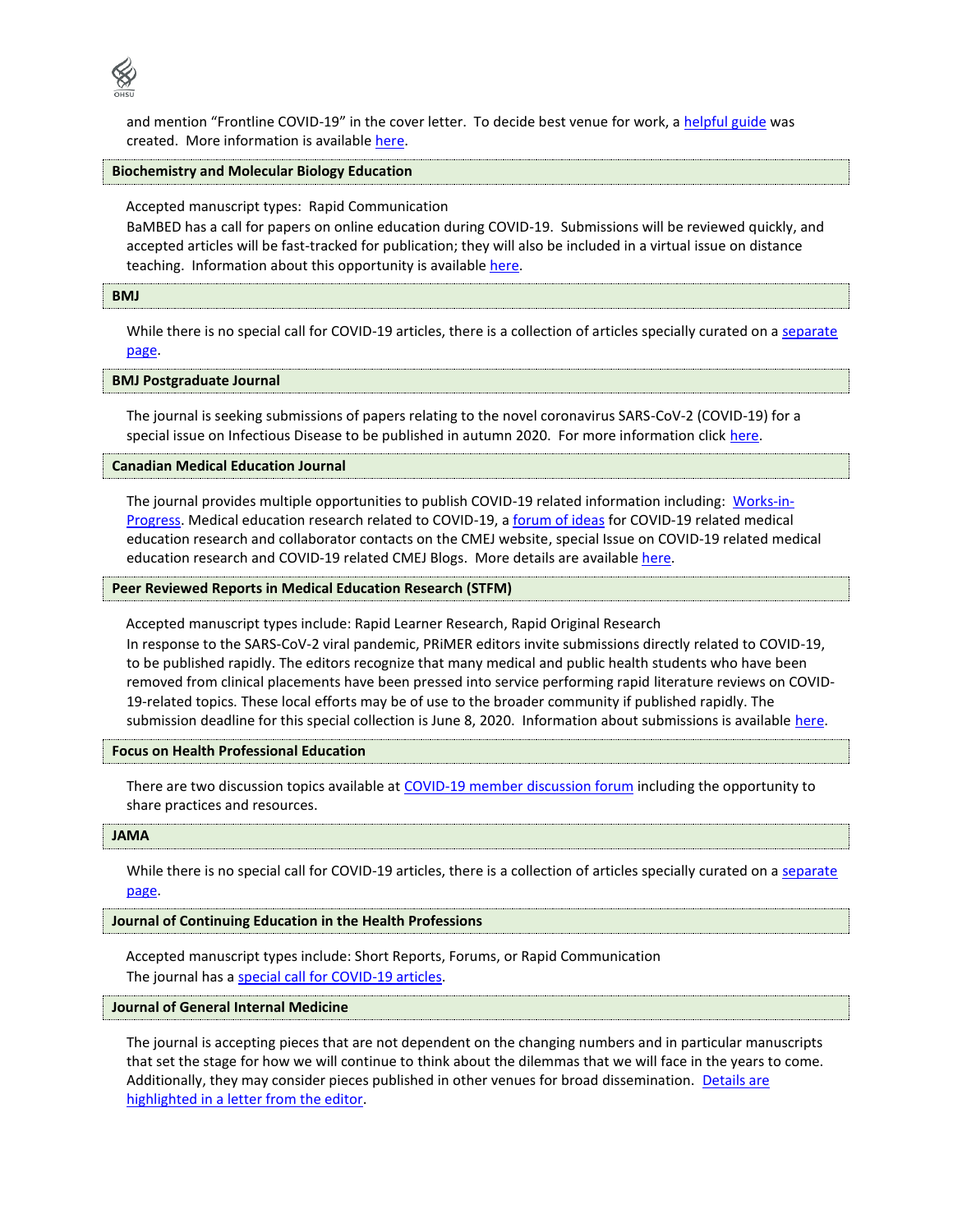and mention "Frontline COVID-19" in the cover letter. To decide best venue for work, a helpful guide was created. More information is available here.

## Biochemistry and Molecular Biology Education

Accepted manuscript types: Rapid Communication

BaMBED has a call for papers on online education during COVID-19. Submissions will be reviewed quickly, and accepted articles will be fast-tracked for publication; they will also be included in a virtual issue on distance teaching. Information about this opportunity is available here.

## BMJ

While there is no special call for COVID-19 articles, there is a collection of articles specially curated on a separate page.

## BMJ Postgraduate Journal

The journal is seeking submissions of papers relating to the novel coronavirus SARS-CoV-2 (COVID-19) for a special issue on Infectious Disease to be published in autumn 2020. For more information click here.

## Canadian Medical Education Journal

The journal provides multiple opportunities to publish COVID-19 related information including: Works-in-Progress. Medical education research related to COVID-19, a forum of ideas for COVID-19 related medical education research and collaborator contacts on the CMEJ website, special Issue on COVID-19 related medical education research and COVID-19 related CMEJ Blogs. More details are available here.

## Peer Reviewed Reports in Medical Education Research (STFM)

Accepted manuscript types include: Rapid Learner Research, Rapid Original Research

In response to the SARS-CoV-2 viral pandemic, PRiMER editors invite submissions directly related to COVID-19, to be published rapidly. The editors recognize that many medical and public health students who have been removed from clinical placements have been pressed into service performing rapid literature reviews on COVID-19-related topics. These local efforts may be of use to the broader community if published rapidly. The submission deadline for this special collection is June 8, 2020. Information about submissions is available here.

## Focus on Health Professional Education

There are two discussion topics available at COVID-19 member discussion forum including the opportunity to share practices and resources.

## JAMA

While there is no special call for COVID-19 articles, there is a collection of articles specially curated on a separate page.

## Journal of Continuing Education in the Health Professions

Accepted manuscript types include: Short Reports, Forums, or Rapid Communication

The journal has a special call for COVID-19 articles.

## Journal of General Internal Medicine

The journal is accepting pieces that are not dependent on the changing numbers and in particular manuscripts that set the stage for how we will continue to think about the dilemmas that we will face in the years to come. Additionally, they may consider pieces published in other venues for broad dissemination. Details are highlighted in a letter from the editor.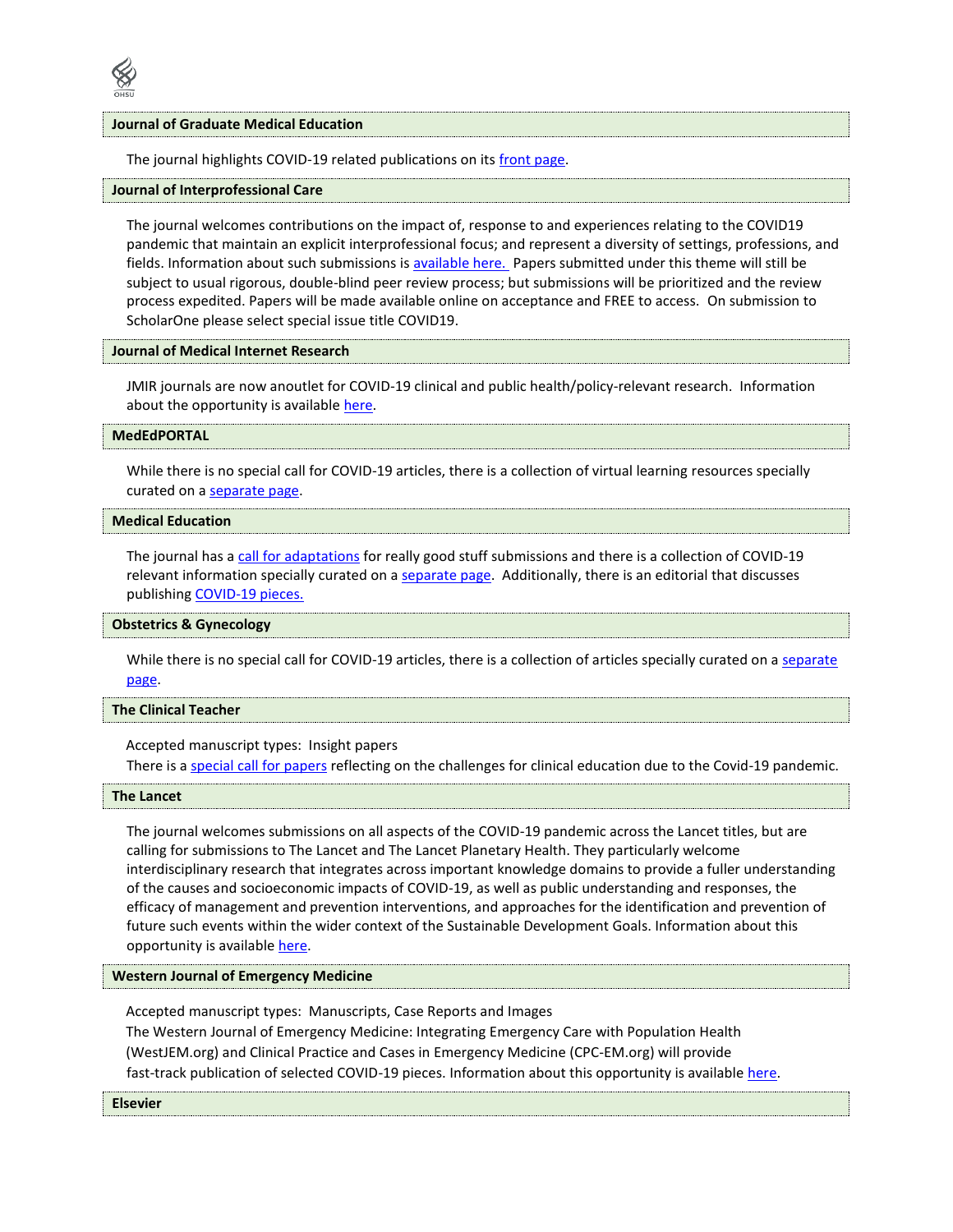### Journal of Graduate Medical Education

The journal highlights COVID-19 related publications on its front page.

### Journal of Interprofessional Care

The journal welcomes contributions on the impact of, response to and experiences relating to the COVID19 pandemic that maintain an explicit interprofessional focus; and represent a diversity of settings, professions, and fields. Information about such submissions is available here. Papers submitted under this theme will still be subject to usual rigorous, double-blind peer review process; but submissions will be prioritized and the review process expedited. Papers will be made available online on acceptance and FREE to access. On submission to ScholarOne please select special issue title COVID19.

### Journal of Medical Internet Research

JMIR journals are now anoutlet for COVID-19 clinical and public health/policy-relevant research. Information about the opportunity is available here.

### MedEdPORTAL

While there is no special call for COVID-19 articles, there is a collection of virtual learning resources specially curated on a separate page.

### Medical Education

The journal has a call for adaptations for really good stuff submissions and there is a collection of COVID-19 relevant information specially curated on a separate page. Additionally, there is an editorial that discusses publishing COVID-19 pieces.

### Obstetrics & Gynecology

While there is no special call for COVID-19 articles, there is a collection of articles specially curated on a separate page.

### The Clinical Teacher

Accepted manuscript types: Insight papers

There is a special call for papers reflecting on the challenges for clinical education due to the Covid-19 pandemic.

### The Lancet

The journal welcomes submissions on all aspects of the COVID-19 pandemic across the Lancet titles, but are calling for submissions to The Lancet and The Lancet Planetary Health. They particularly welcome interdisciplinary research that integrates across important knowledge domains to provide a fuller understanding of the causes and socioeconomic impacts of COVID-19, as well as public understanding and responses, the efficacy of management and prevention interventions, and approaches for the identification and prevention of future such events within the wider context of the Sustainable Development Goals. Information about this opportunity is available here.

### Western Journal of Emergency Medicine

Accepted manuscript types: Manuscripts, Case Reports and Images

The Western Journal of Emergency Medicine: Integrating Emergency Care with Population Health (WestJEM.org) and Clinical Practice and Cases in Emergency Medicine (CPC-EM.org) will provide fast-track publication of selected COVID-19 pieces. Information about this opportunity is available here.

### Elsevier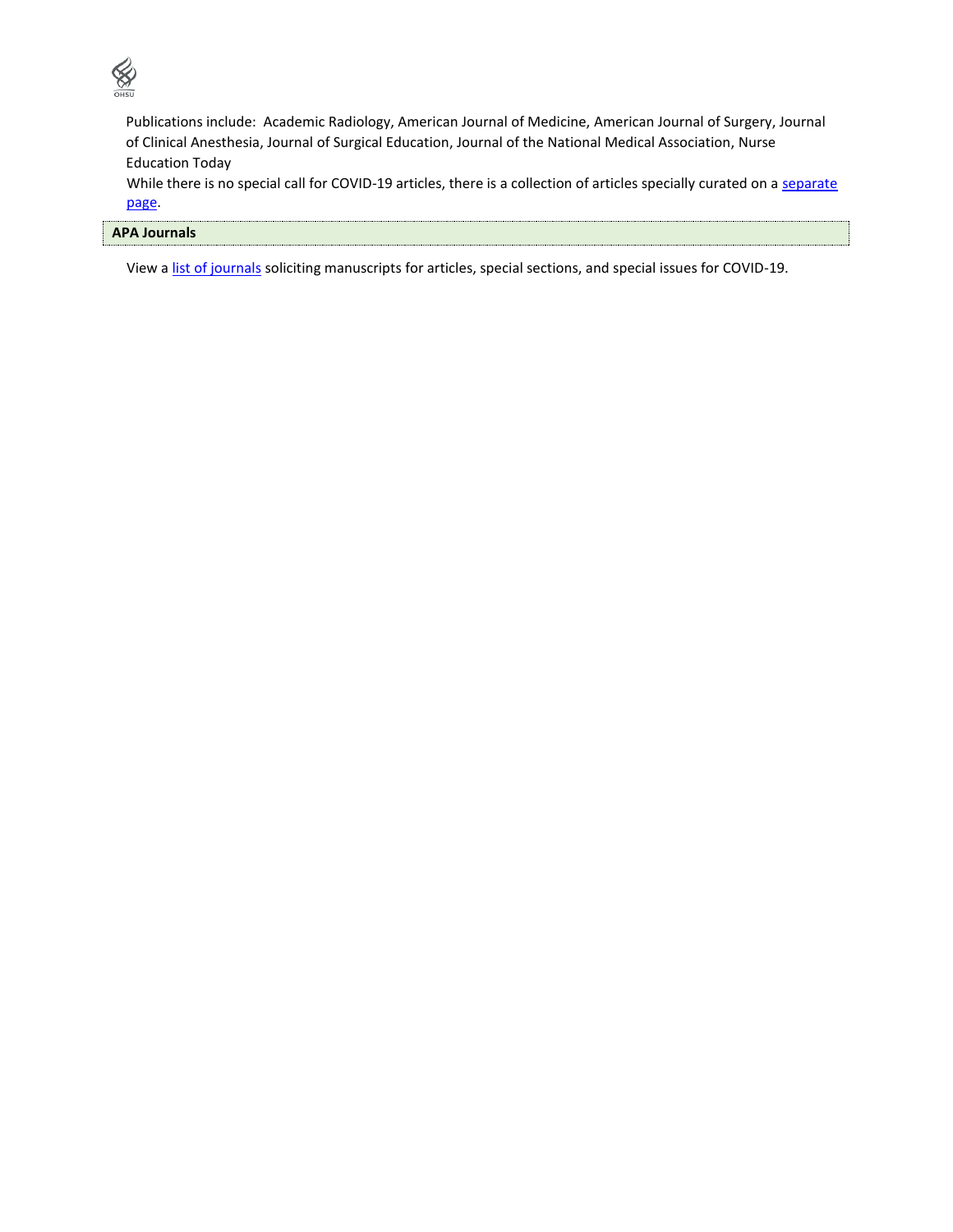Publications include: Academic Radiology, American Journal of Medicine, American Journal of Surgery, Journal of Clinical Anesthesia, Journal of Surgical Education, Journal of the National Medical Association, Nurse Education Today

While there is no special call for COVID-19 articles, there is a collection of articles specially curated on a separate page.

**APA Journals**

View a list of journals soliciting manuscripts for articles, special sections, and special issues for COVID-19.